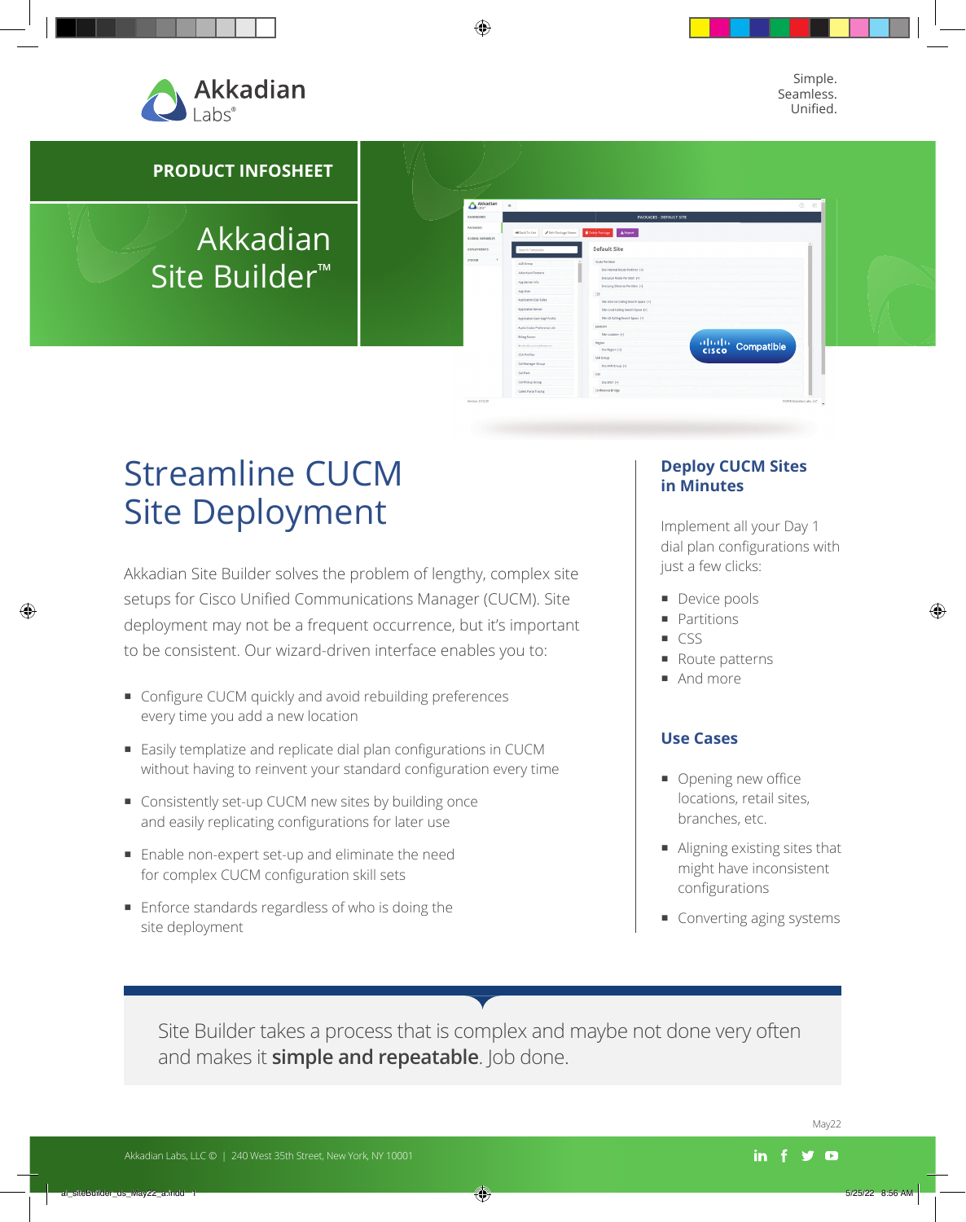Akkadian Labs®

Simple.
Seamless.
Unified.

**PRODUCT INFOSHEET**

# Akkadian Site Builder™

## Streamline CUCM Site Deployment

Akkadian Site Builder solves the problem of lengthy, complex site setups for Cisco Unified Communications Manager (CUCM). Site deployment may not be a frequent occurrence, but it's important to be consistent. Our wizard-driven interface enables you to:

- Configure CUCM quickly and avoid rebuilding preferences every time you add a new location
- Easily templatize and replicate dial plan configurations in CUCM without having to reinvent your standard configuration every time
- Consistently set-up CUCM new sites by building once and easily replicating configurations for later use
- Enable non-expert set-up and eliminate the need for complex CUCM configuration skill sets
- Enforce standards regardless of who is doing the site deployment

### Deploy CUCM Sites in Minutes

Implement all your Day 1 dial plan configurations with just a few clicks:

- Device pools
- Partitions
- CSS
- Route patterns
- And more

### Use Cases

- Opening new office locations, retail sites, branches, etc.
- Aligning existing sites that might have inconsistent configurations
- Converting aging systems

Site Builder takes a process that is complex and maybe not done very often and makes it **simple and repeatable**. Job done.

May22

Akkadian Labs, LLC © | 240 West 35th Street, New York, NY 10001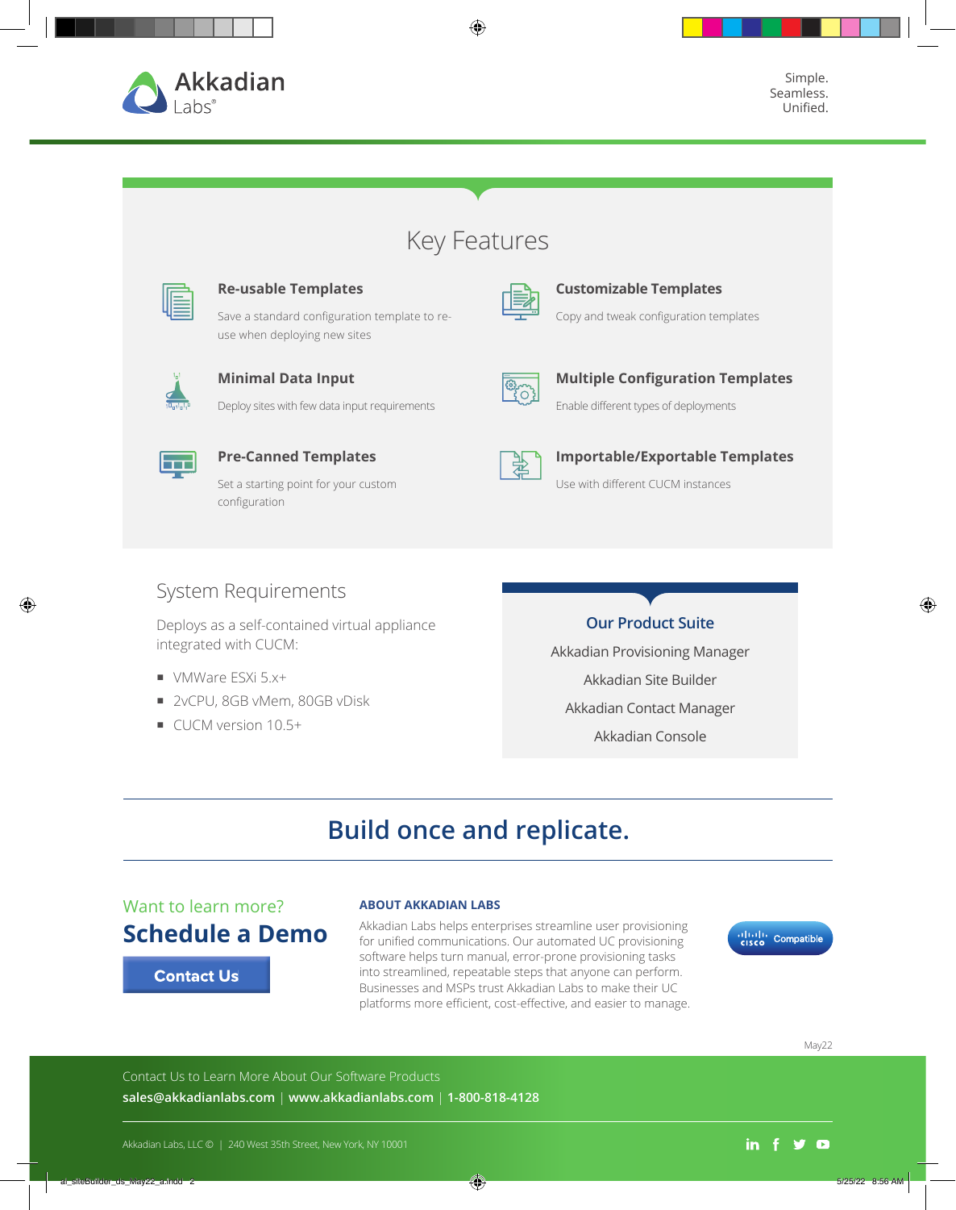Akkadian Labs®

Simple.
Seamless.
Unified.

## Key Features

### Re-usable Templates

Save a standard configuration template to re-use when deploying new sites

### Customizable Templates

Copy and tweak configuration templates

### Minimal Data Input

Deploy sites with few data input requirements

### Multiple Configuration Templates

Enable different types of deployments

### Pre-Canned Templates

Set a starting point for your custom configuration

### Importable/Exportable Templates

Use with different CUCM instances

## System Requirements

Deploys as a self-contained virtual appliance integrated with CUCM:

- VMWare ESXi 5.x+
- 2vCPU, 8GB vMem, 80GB vDisk
- CUCM version 10.5+

### Our Product Suite

Akkadian Provisioning Manager

Akkadian Site Builder

Akkadian Contact Manager

Akkadian Console

## Build once and replicate.

Want to learn more?

**Schedule a Demo**

**Contact Us**

**ABOUT AKKADIAN LABS**

Akkadian Labs helps enterprises streamline user provisioning for unified communications. Our automated UC provisioning software helps turn manual, error-prone provisioning tasks into streamlined, repeatable steps that anyone can perform. Businesses and MSPs trust Akkadian Labs to make their UC platforms more efficient, cost-effective, and easier to manage.

Cisco Compatible

May22

Contact Us to Learn More About Our Software Products

**sales@akkadianlabs.com** | **www.akkadianlabs.com** | **1-800-818-4128**

Akkadian Labs, LLC © | 240 West 35th Street, New York, NY 10001